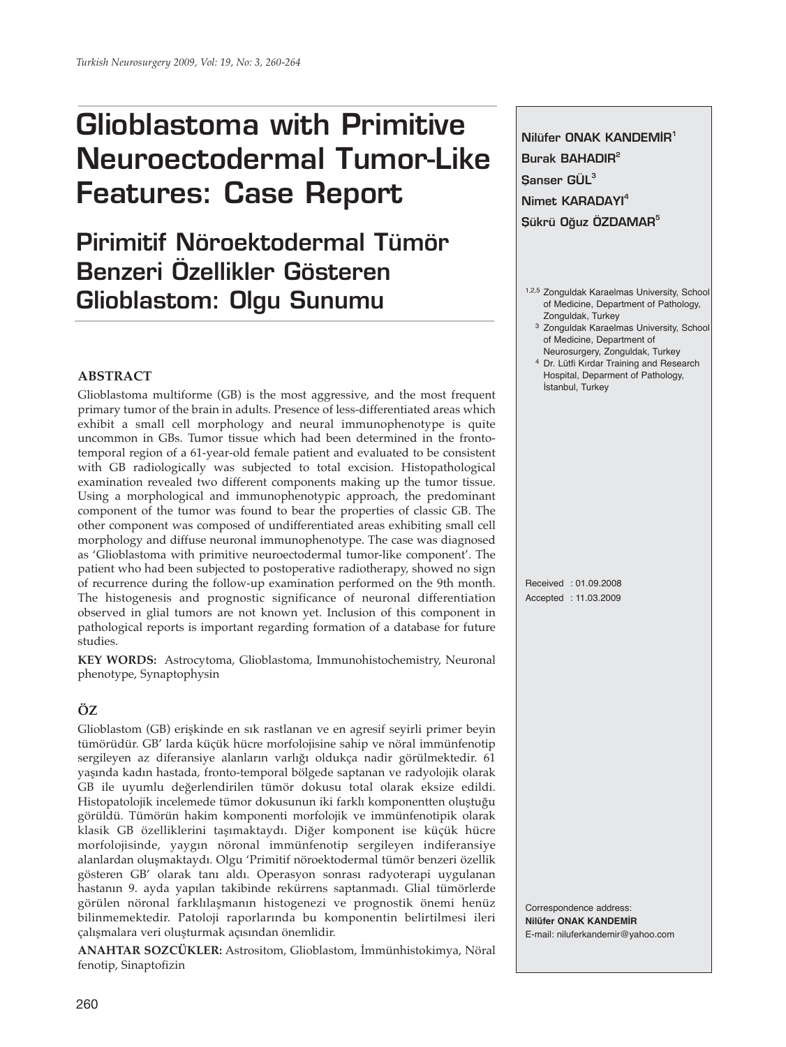# Glioblastoma with Primitive Neuroectodermal Tumor-Like Features: Case Report

## Pirimitif Nöroektodermal Tümör Benzeri Özellikler Gösteren Glioblastom: Olgu Sunumu

**Nilüfer ONAK KANDEMİR**[1]
**Burak BAHADIR**[2]
**Şanser GÜL**[3]
**Nimet KARADAYI**[4]
**Şükrü Oğuz ÖZDAMAR**[5]

[1,2,5] Zonguldak Karaelmas University, School of Medicine, Department of Pathology, Zonguldak, Turkey
[3] Zonguldak Karaelmas University, School of Medicine, Department of Neurosurgery, Zonguldak, Turkey
[4] Dr. Lütfi Kırdar Training and Research Hospital, Deparment of Pathology, İstanbul, Turkey

Received : 01.09.2008
Accepted : 11.03.2009

Correspondence address:
**Nilüfer ONAK KANDEMİR**
E-mail: niluferkandemir@yahoo.com

### ABSTRACT

Glioblastoma multiforme (GB) is the most aggressive, and the most frequent primary tumor of the brain in adults. Presence of less-differentiated areas which exhibit a small cell morphology and neural immunophenotype is quite uncommon in GBs. Tumor tissue which had been determined in the fronto-temporal region of a 61-year-old female patient and evaluated to be consistent with GB radiologically was subjected to total excision. Histopathological examination revealed two different components making up the tumor tissue. Using a morphological and immunophenotypic approach, the predominant component of the tumor was found to bear the properties of classic GB. The other component was composed of undifferentiated areas exhibiting small cell morphology and diffuse neuronal immunophenotype. The case was diagnosed as 'Glioblastoma with primitive neuroectodermal tumor-like component'. The patient who had been subjected to postoperative radiotherapy, showed no sign of recurrence during the follow-up examination performed on the 9th month. The histogenesis and prognostic significance of neuronal differentiation observed in glial tumors are not known yet. Inclusion of this component in pathological reports is important regarding formation of a database for future studies.

**KEY WORDS:** Astrocytoma, Glioblastoma, Immunohistochemistry, Neuronal phenotype, Synaptophysin

### ÖZ

Glioblastom (GB) erişkinde en sık rastlanan ve en agresif seyirli primer beyin tümörüdür. GB' larda küçük hücre morfolojisine sahip ve nöral immünfenotip sergileyen az diferansiye alanların varlığı oldukça nadir görülmektedir. 61 yaşında kadın hastada, fronto-temporal bölgede saptanan ve radyolojik olarak GB ile uyumlu değerlendirilen tümör dokusu total olarak eksize edildi. Histopatolojik incelemede tümör dokusunun iki farklı komponentten oluştuğu görüldü. Tümörün hakim komponenti morfolojik ve immünfenotipik olarak klasik GB özelliklerini taşımaktaydı. Diğer komponent ise küçük hücre morfolojisinde, yaygın nöronal immünfenotip sergileyen indiferansiye alanlardan oluşmaktaydı. Olgu 'Primitif nöroektodermal tümör benzeri özellik gösteren GB' olarak tanı aldı. Operasyon sonrası radyoterapi uygulanan hastanın 9. ayda yapılan takibinde rekürrens saptanmadı. Glial tümörlerde görülen nöronal farklılaşmanın histogenezi ve prognostik önemi henüz bilinmemektedir. Patoloji raporlarında bu komponentin belirtilmesi ileri çalışmalara veri oluşturmak açısından önemlidir.

**ANAHTAR SOZCÜKLER:** Astrositom, Glioblastom, İmmünhistokimya, Nöral fenotip, Sinaptofizin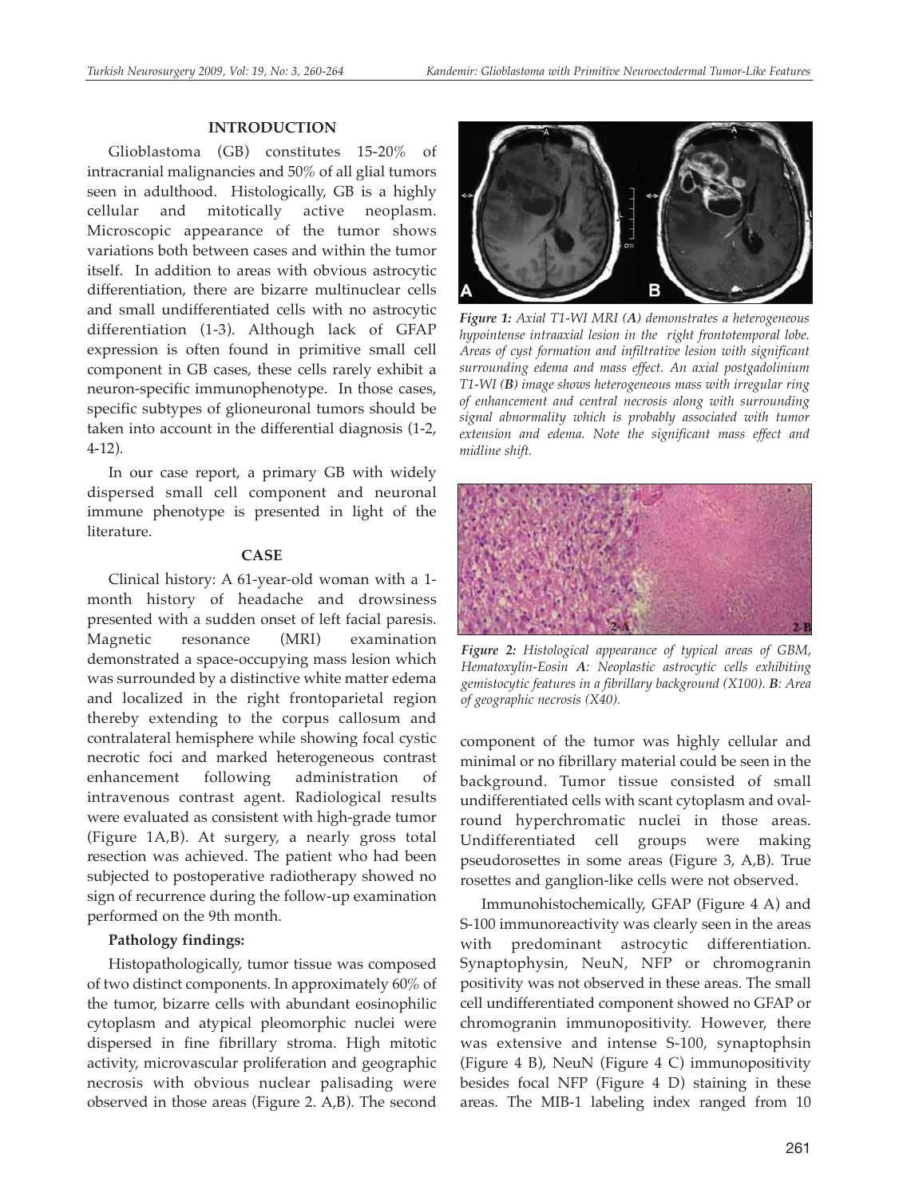## INTRODUCTION

Glioblastoma (GB) constitutes 15-20% of intracranial malignancies and 50% of all glial tumors seen in adulthood. Histologically, GB is a highly cellular and mitotically active neoplasm. Microscopic appearance of the tumor shows variations both between cases and within the tumor itself. In addition to areas with obvious astrocytic differentiation, there are bizarre multinuclear cells and small undifferentiated cells with no astrocytic differentiation (1-3). Although lack of GFAP expression is often found in primitive small cell component in GB cases, these cells rarely exhibit a neuron-specific immunophenotype. In those cases, specific subtypes of glioneuronal tumors should be taken into account in the differential diagnosis (1-2, 4-12).

In our case report, a primary GB with widely dispersed small cell component and neuronal immune phenotype is presented in light of the literature.

## CASE

Clinical history: A 61-year-old woman with a 1-month history of headache and drowsiness presented with a sudden onset of left facial paresis. Magnetic resonance (MRI) examination demonstrated a space-occupying mass lesion which was surrounded by a distinctive white matter edema and localized in the right frontoparietal region thereby extending to the corpus callosum and contralateral hemisphere while showing focal cystic necrotic foci and marked heterogeneous contrast enhancement following administration of intravenous contrast agent. Radiological results were evaluated as consistent with high-grade tumor (Figure 1A,B). At surgery, a nearly gross total resection was achieved. The patient who had been subjected to postoperative radiotherapy showed no sign of recurrence during the follow-up examination performed on the 9th month.

### Pathology findings:

Histopathologically, tumor tissue was composed of two distinct components. In approximately 60% of the tumor, bizarre cells with abundant eosinophilic cytoplasm and atypical pleomorphic nuclei were dispersed in fine fibrillary stroma. High mitotic activity, microvascular proliferation and geographic necrosis with obvious nuclear palisading were observed in those areas (Figure 2. A,B). The second component of the tumor was highly cellular and minimal or no fibrillary material could be seen in the background. Tumor tissue consisted of small undifferentiated cells with scant cytoplasm and oval-round hyperchromatic nuclei in those areas. Undifferentiated cell groups were making pseudorosettes in some areas (Figure 3, A,B). True rosettes and ganglion-like cells were not observed.

*Figure 1: Axial T1-WI MRI (**A**) demonstrates a heterogeneous hypointense intraaxial lesion in the right frontotemporal lobe. Areas of cyst formation and infiltrative lesion with significant surrounding edema and mass effect. An axial postgadolinium T1-WI (**B**) image shows heterogeneous mass with irregular ring of enhancement and central necrosis along with surrounding signal abnormality which is probably associated with tumor extension and edema. Note the significant mass effect and midline shift.*

*Figure 2: Histological appearance of typical areas of GBM, Hematoxylin-Eosin **A**: Neoplastic astrocytic cells exhibiting gemistocytic features in a fibrillary background (X100). **B**: Area of geographic necrosis (X40).*

Immunohistochemically, GFAP (Figure 4 A) and S-100 immunoreactivity was clearly seen in the areas with predominant astrocytic differentiation. Synaptophysin, NeuN, NFP or chromogranin positivity was not observed in these areas. The small cell undifferentiated component showed no GFAP or chromogranin immunopositivity. However, there was extensive and intense S-100, synaptophsin (Figure 4 B), NeuN (Figure 4 C) immunopositivity besides focal NFP (Figure 4 D) staining in these areas. The MIB-1 labeling index ranged from 10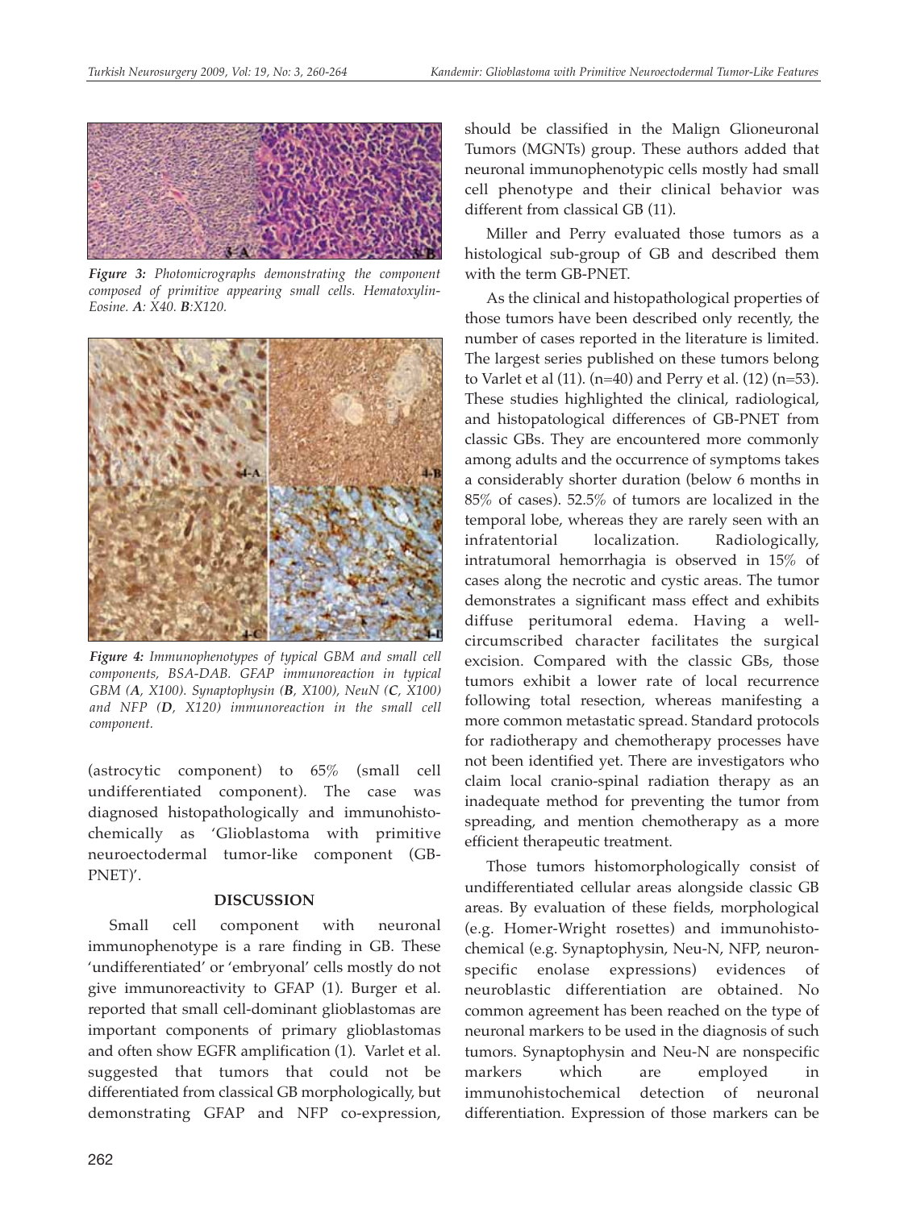*Figure 3: Photomicrographs demonstrating the component composed of primitive appearing small cells. Hematoxylin-Eosine. **A**: X40. **B**:X120.*

*Figure 4: Immunophenotypes of typical GBM and small cell components, BSA-DAB. GFAP immunoreaction in typical GBM (**A**, X100). Synaptophysin (**B**, X100), NeuN (**C**, X100) and NFP (**D**, X120) immunoreaction in the small cell component.*

(astrocytic component) to 65% (small cell undifferentiated component). The case was diagnosed histopathologically and immunohistochemically as 'Glioblastoma with primitive neuroectodermal tumor-like component (GB-PNET)'.

## DISCUSSION

Small cell component with neuronal immunophenotype is a rare finding in GB. These 'undifferentiated' or 'embryonal' cells mostly do not give immunoreactivity to GFAP (1). Burger et al. reported that small cell-dominant glioblastomas are important components of primary glioblastomas and often show EGFR amplification (1). Varlet et al. suggested that tumors that could not be differentiated from classical GB morphologically, but demonstrating GFAP and NFP co-expression, should be classified in the Malign Glioneuronal Tumors (MGNTs) group. These authors added that neuronal immunophenotypic cells mostly had small cell phenotype and their clinical behavior was different from classical GB (11).

Miller and Perry evaluated those tumors as a histological sub-group of GB and described them with the term GB-PNET.

As the clinical and histopathological properties of those tumors have been described only recently, the number of cases reported in the literature is limited. The largest series published on these tumors belong to Varlet et al (11). (n=40) and Perry et al. (12) (n=53). These studies highlighted the clinical, radiological, and histopatological differences of GB-PNET from classic GBs. They are encountered more commonly among adults and the occurrence of symptoms takes a considerably shorter duration (below 6 months in 85% of cases). 52.5% of tumors are localized in the temporal lobe, whereas they are rarely seen with an infratentorial localization. Radiologically, intratumoral hemorrhagia is observed in 15% of cases along the necrotic and cystic areas. The tumor demonstrates a significant mass effect and exhibits diffuse peritumoral edema. Having a well-circumscribed character facilitates the surgical excision. Compared with the classic GBs, those tumors exhibit a lower rate of local recurrence following total resection, whereas manifesting a more common metastatic spread. Standard protocols for radiotherapy and chemotherapy processes have not been identified yet. There are investigators who claim local cranio-spinal radiation therapy as an inadequate method for preventing the tumor from spreading, and mention chemotherapy as a more efficient therapeutic treatment.

Those tumors histomorphologically consist of undifferentiated cellular areas alongside classic GB areas. By evaluation of these fields, morphological (e.g. Homer-Wright rosettes) and immunohistochemical (e.g. Synaptophysin, Neu-N, NFP, neuron-specific enolase expressions) evidences of neuroblastic differentiation are obtained. No common agreement has been reached on the type of neuronal markers to be used in the diagnosis of such tumors. Synaptophysin and Neu-N are nonspecific markers which are employed in immunohistochemical detection of neuronal differentiation. Expression of those markers can be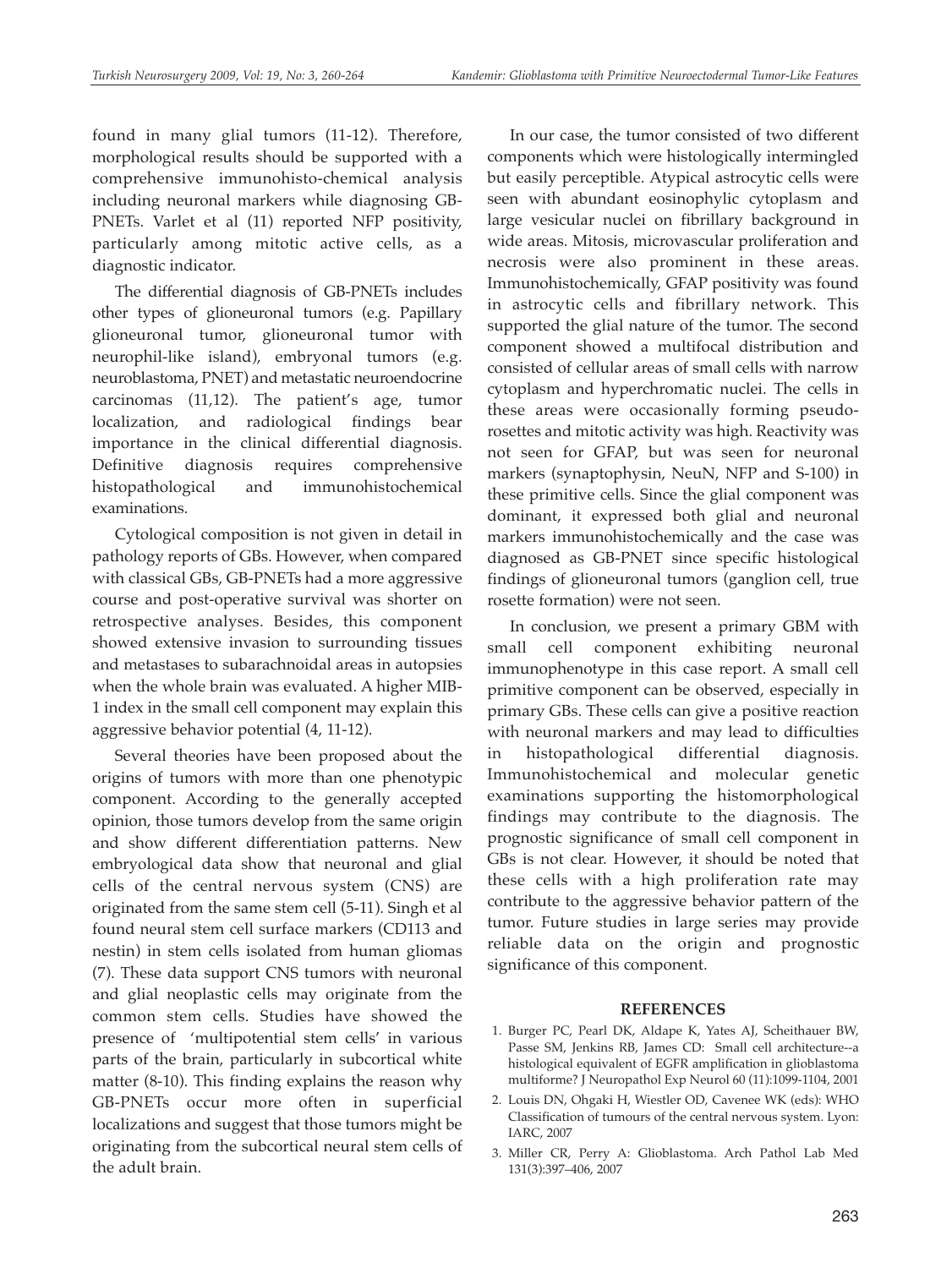found in many glial tumors (11-12). Therefore, morphological results should be supported with a comprehensive immunohisto-chemical analysis including neuronal markers while diagnosing GB-PNETs. Varlet et al (11) reported NFP positivity, particularly among mitotic active cells, as a diagnostic indicator.

The differential diagnosis of GB-PNETs includes other types of glioneuronal tumors (e.g. Papillary glioneuronal tumor, glioneuronal tumor with neurophil-like island), embryonal tumors (e.g. neuroblastoma, PNET) and metastatic neuroendocrine carcinomas (11,12). The patient's age, tumor localization, and radiological findings bear importance in the clinical differential diagnosis. Definitive diagnosis requires comprehensive histopathological and immunohistochemical examinations.

Cytological composition is not given in detail in pathology reports of GBs. However, when compared with classical GBs, GB-PNETs had a more aggressive course and post-operative survival was shorter on retrospective analyses. Besides, this component showed extensive invasion to surrounding tissues and metastases to subarachnoidal areas in autopsies when the whole brain was evaluated. A higher MIB-1 index in the small cell component may explain this aggressive behavior potential (4, 11-12).

Several theories have been proposed about the origins of tumors with more than one phenotypic component. According to the generally accepted opinion, those tumors develop from the same origin and show different differentiation patterns. New embryological data show that neuronal and glial cells of the central nervous system (CNS) are originated from the same stem cell (5-11). Singh et al found neural stem cell surface markers (CD113 and nestin) in stem cells isolated from human gliomas (7). These data support CNS tumors with neuronal and glial neoplastic cells may originate from the common stem cells. Studies have showed the presence of 'multipotential stem cells' in various parts of the brain, particularly in subcortical white matter (8-10). This finding explains the reason why GB-PNETs occur more often in superficial localizations and suggest that those tumors might be originating from the subcortical neural stem cells of the adult brain.

In our case, the tumor consisted of two different components which were histologically intermingled but easily perceptible. Atypical astrocytic cells were seen with abundant eosinophylic cytoplasm and large vesicular nuclei on fibrillary background in wide areas. Mitosis, microvascular proliferation and necrosis were also prominent in these areas. Immunohistochemically, GFAP positivity was found in astrocytic cells and fibrillary network. This supported the glial nature of the tumor. The second component showed a multifocal distribution and consisted of cellular areas of small cells with narrow cytoplasm and hyperchromatic nuclei. The cells in these areas were occasionally forming pseudo-rosettes and mitotic activity was high. Reactivity was not seen for GFAP, but was seen for neuronal markers (synaptophysin, NeuN, NFP and S-100) in these primitive cells. Since the glial component was dominant, it expressed both glial and neuronal markers immunohistochemically and the case was diagnosed as GB-PNET since specific histological findings of glioneuronal tumors (ganglion cell, true rosette formation) were not seen.

In conclusion, we present a primary GBM with small cell component exhibiting neuronal immunophenotype in this case report. A small cell primitive component can be observed, especially in primary GBs. These cells can give a positive reaction with neuronal markers and may lead to difficulties in histopathological differential diagnosis. Immunohistochemical and molecular genetic examinations supporting the histomorphological findings may contribute to the diagnosis. The prognostic significance of small cell component in GBs is not clear. However, it should be noted that these cells with a high proliferation rate may contribute to the aggressive behavior pattern of the tumor. Future studies in large series may provide reliable data on the origin and prognostic significance of this component.

## REFERENCES

1. Burger PC, Pearl DK, Aldape K, Yates AJ, Scheithauer BW, Passe SM, Jenkins RB, James CD: Small cell architecture--a histological equivalent of EGFR amplification in glioblastoma multiforme? J Neuropathol Exp Neurol 60 (11):1099-1104, 2001
2. Louis DN, Ohgaki H, Wiestler OD, Cavenee WK (eds): WHO Classification of tumours of the central nervous system. Lyon: IARC, 2007
3. Miller CR, Perry A: Glioblastoma. Arch Pathol Lab Med 131(3):397–406, 2007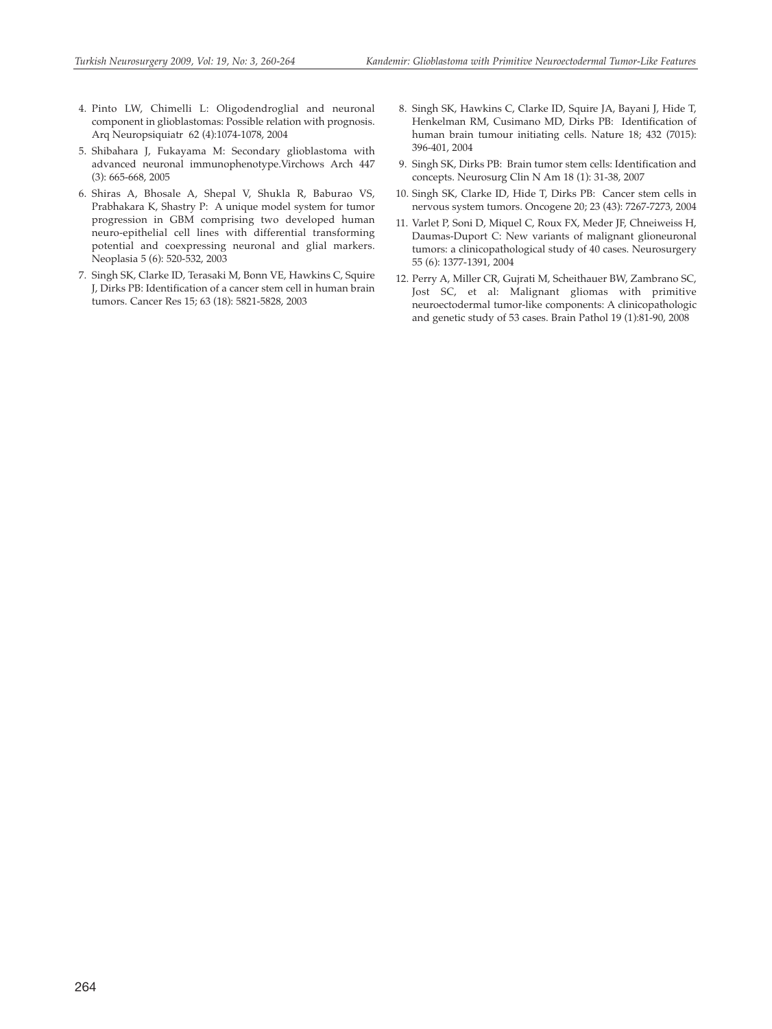4. Pinto LW, Chimelli L: Oligodendroglial and neuronal component in glioblastomas: Possible relation with prognosis. Arq Neuropsiquiatr 62 (4):1074-1078, 2004
5. Shibahara J, Fukayama M: Secondary glioblastoma with advanced neuronal immunophenotype.Virchows Arch 447 (3): 665-668, 2005
6. Shiras A, Bhosale A, Shepal V, Shukla R, Baburao VS, Prabhakara K, Shastry P: A unique model system for tumor progression in GBM comprising two developed human neuro-epithelial cell lines with differential transforming potential and coexpressing neuronal and glial markers. Neoplasia 5 (6): 520-532, 2003
7. Singh SK, Clarke ID, Terasaki M, Bonn VE, Hawkins C, Squire J, Dirks PB: Identification of a cancer stem cell in human brain tumors. Cancer Res 15; 63 (18): 5821-5828, 2003
8. Singh SK, Hawkins C, Clarke ID, Squire JA, Bayani J, Hide T, Henkelman RM, Cusimano MD, Dirks PB: Identification of human brain tumour initiating cells. Nature 18; 432 (7015): 396-401, 2004
9. Singh SK, Dirks PB: Brain tumor stem cells: Identification and concepts. Neurosurg Clin N Am 18 (1): 31-38, 2007
10. Singh SK, Clarke ID, Hide T, Dirks PB: Cancer stem cells in nervous system tumors. Oncogene 20; 23 (43): 7267-7273, 2004
11. Varlet P, Soni D, Miquel C, Roux FX, Meder JF, Chneiweiss H, Daumas-Duport C: New variants of malignant glioneuronal tumors: a clinicopathological study of 40 cases. Neurosurgery 55 (6): 1377-1391, 2004
12. Perry A, Miller CR, Gujrati M, Scheithauer BW, Zambrano SC, Jost SC, et al: Malignant gliomas with primitive neuroectodermal tumor-like components: A clinicopathologic and genetic study of 53 cases. Brain Pathol 19 (1):81-90, 2008